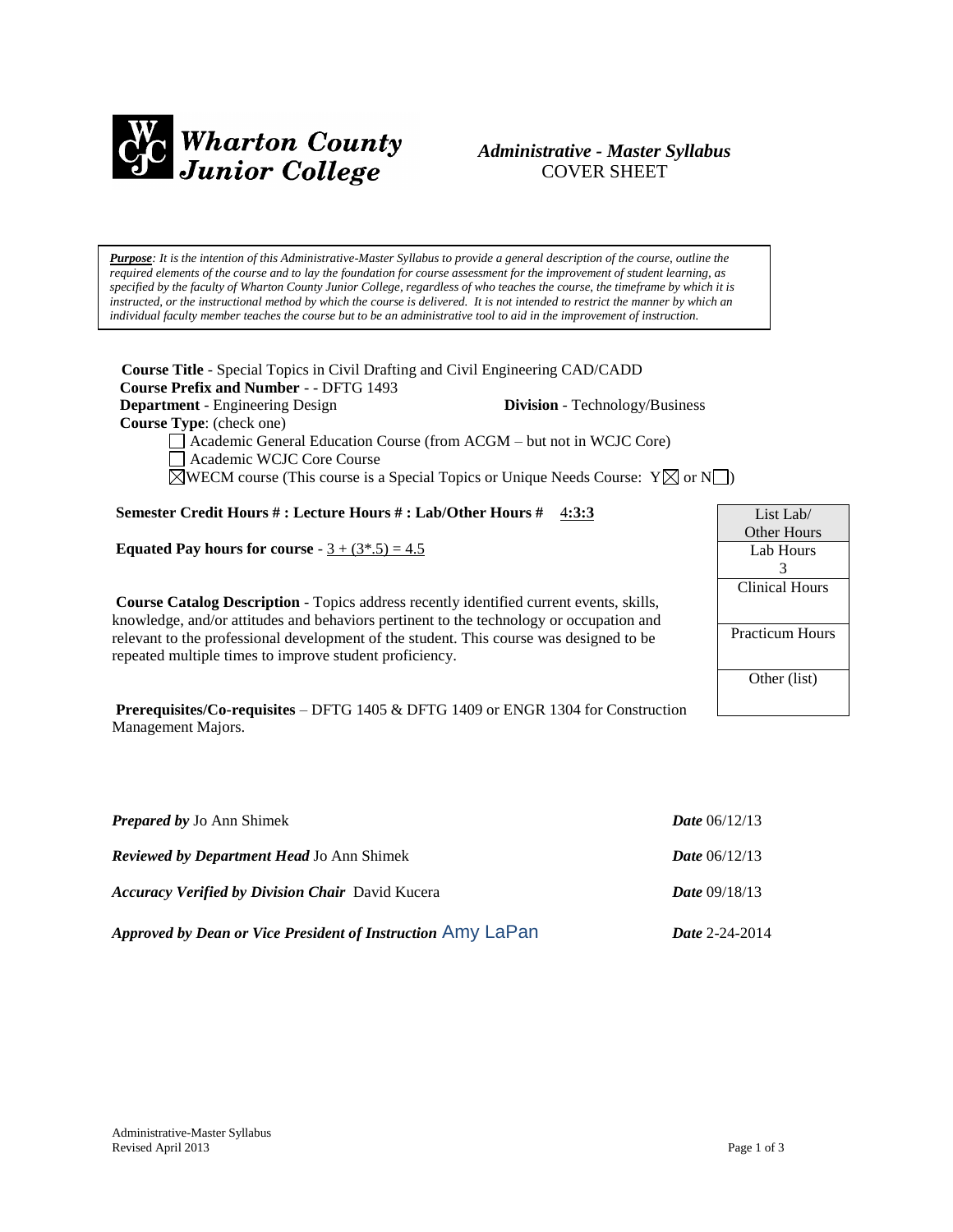**Wharton County Junior College**

*Administrative - Master Syllabus*
COVER SHEET

***Purpose**: It is the intention of this Administrative-Master Syllabus to provide a general description of the course, outline the required elements of the course and to lay the foundation for course assessment for the improvement of student learning, as specified by the faculty of Wharton County Junior College, regardless of who teaches the course, the timeframe by which it is instructed, or the instructional method by which the course is delivered. It is not intended to restrict the manner by which an individual faculty member teaches the course but to be an administrative tool to aid in the improvement of instruction.*

**Course Title** - Special Topics in Civil Drafting and Civil Engineering CAD/CADD

**Course Prefix and Number** - - DFTG 1493

**Department** - Engineering Design

**Division** - Technology/Business

**Course Type**: (check one)

- ☐ Academic General Education Course (from ACGM – but not in WCJC Core)
- ☐ Academic WCJC Core Course
- ☒ WECM course (This course is a Special Topics or Unique Needs Course: Y ☒ or N ☐)

**Semester Credit Hours # : Lecture Hours # : Lab/Other Hours #** 4:3:3

**Equated Pay hours for course** - 3 + (3*.5) = 4.5

| List Lab/ Other Hours |
|---|
| Lab Hours 3 |
| Clinical Hours |
| Practicum Hours |
| Other (list) |

**Course Catalog Description** - Topics address recently identified current events, skills, knowledge, and/or attitudes and behaviors pertinent to the technology or occupation and relevant to the professional development of the student. This course was designed to be repeated multiple times to improve student proficiency.

**Prerequisites/Co-requisites** – DFTG 1405 & DFTG 1409 or ENGR 1304 for Construction Management Majors.

***Prepared by*** Jo Ann Shimek ***Date*** 06/12/13

***Reviewed by Department Head*** Jo Ann Shimek ***Date*** 06/12/13

***Accuracy Verified by Division Chair*** David Kucera ***Date*** 09/18/13

***Approved by Dean or Vice President of Instruction*** Amy LaPan ***Date*** 2-24-2014

Administrative-Master Syllabus
Revised April 2013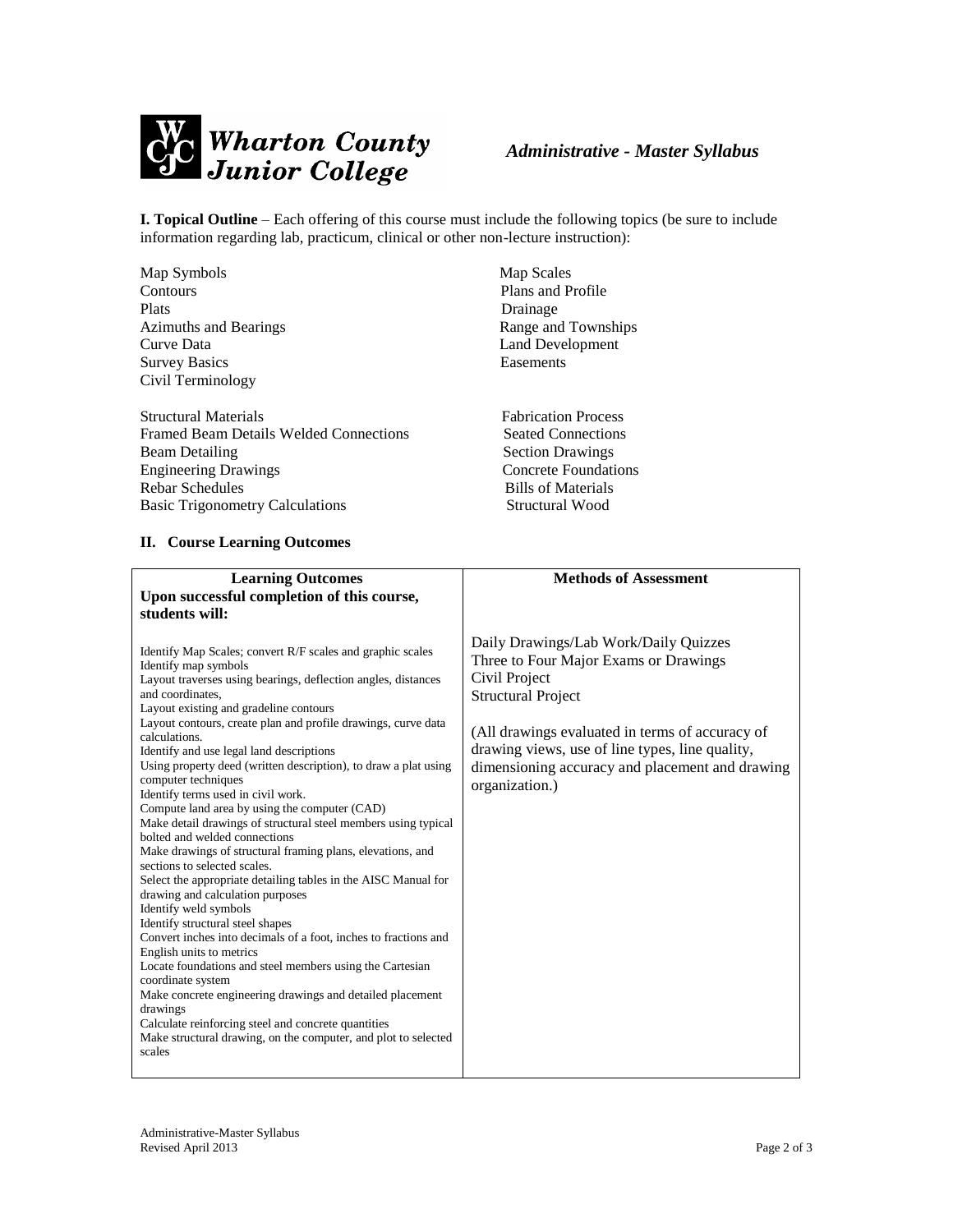**I. Topical Outline** – Each offering of this course must include the following topics (be sure to include information regarding lab, practicum, clinical or other non-lecture instruction):

- Map Symbols
- Map Scales
- Contours
- Plans and Profile
- Plats
- Drainage
- Azimuths and Bearings
- Range and Townships
- Curve Data
- Land Development
- Survey Basics
- Easements
- Civil Terminology

- Structural Materials
- Fabrication Process
- Framed Beam Details Welded Connections
- Seated Connections
- Beam Detailing
- Section Drawings
- Engineering Drawings
- Concrete Foundations
- Rebar Schedules
- Bills of Materials
- Basic Trigonometry Calculations
- Structural Wood

## II. Course Learning Outcomes

| Learning Outcomes<br>Upon successful completion of this course, students will: | Methods of Assessment |
|---|---|
| Identify Map Scales; convert R/F scales and graphic scales<br>Identify map symbols<br>Layout traverses using bearings, deflection angles, distances and coordinates,<br>Layout existing and gradeline contours<br>Layout contours, create plan and profile drawings, curve data calculations.<br>Identify and use legal land descriptions<br>Using property deed (written description), to draw a plat using computer techniques<br>Identify terms used in civil work.<br>Compute land area by using the computer (CAD)<br>Make detail drawings of structural steel members using typical bolted and welded connections<br>Make drawings of structural framing plans, elevations, and sections to selected scales.<br>Select the appropriate detailing tables in the AISC Manual for drawing and calculation purposes<br>Identify weld symbols<br>Identify structural steel shapes<br>Convert inches into decimals of a foot, inches to fractions and English units to metrics<br>Locate foundations and steel members using the Cartesian coordinate system<br>Make concrete engineering drawings and detailed placement drawings<br>Calculate reinforcing steel and concrete quantities<br>Make structural drawing, on the computer, and plot to selected scales | Daily Drawings/Lab Work/Daily Quizzes<br>Three to Four Major Exams or Drawings<br>Civil Project<br>Structural Project<br><br>(All drawings evaluated in terms of accuracy of drawing views, use of line types, line quality, dimensioning accuracy and placement and drawing organization.) |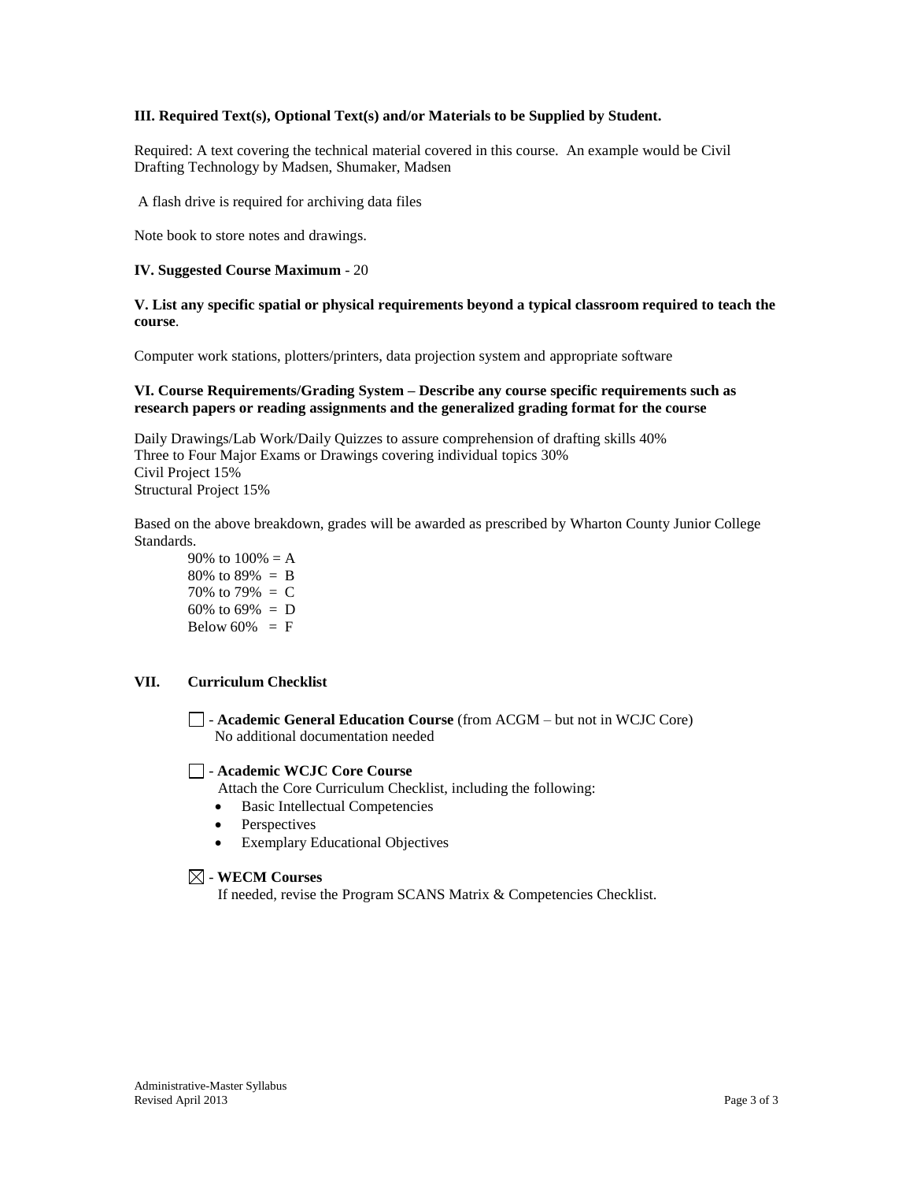**III. Required Text(s), Optional Text(s) and/or Materials to be Supplied by Student.**

Required: A text covering the technical material covered in this course. An example would be Civil Drafting Technology by Madsen, Shumaker, Madsen

A flash drive is required for archiving data files

Note book to store notes and drawings.

**IV. Suggested Course Maximum** - 20

**V. List any specific spatial or physical requirements beyond a typical classroom required to teach the course**.

Computer work stations, plotters/printers, data projection system and appropriate software

**VI. Course Requirements/Grading System – Describe any course specific requirements such as research papers or reading assignments and the generalized grading format for the course**

Daily Drawings/Lab Work/Daily Quizzes to assure comprehension of drafting skills 40%
Three to Four Major Exams or Drawings covering individual topics 30%
Civil Project 15%
Structural Project 15%

Based on the above breakdown, grades will be awarded as prescribed by Wharton County Junior College Standards.

90% to 100% = A
80% to 89% = B
70% to 79% = C
60% to 69% = D
Below 60% = F

**VII. Curriculum Checklist**

☐ - **Academic General Education Course** (from ACGM – but not in WCJC Core)
No additional documentation needed

☐ - **Academic WCJC Core Course**
Attach the Core Curriculum Checklist, including the following:

- Basic Intellectual Competencies
- Perspectives
- Exemplary Educational Objectives

☒ - **WECM Courses**
If needed, revise the Program SCANS Matrix & Competencies Checklist.

Administrative-Master Syllabus
Revised April 2013